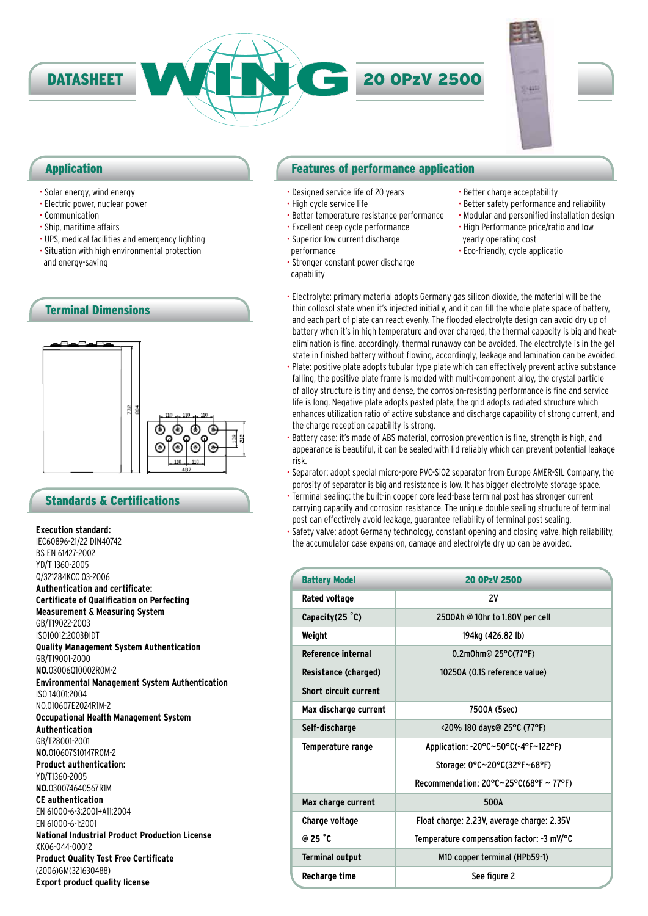# DATASHEET WING 20 OPzV 2500

## Application

- Solar energy, wind energy
- Electric power, nuclear power
- Communication
- Ship, maritime affairs
- UPS, medical facilities and emergency lighting
- Situation with high environmental protection and energy-saving

## Terminal Dimensions

## Standards & Certifications

**Execution standard:**
IEC60896-21/22 DIN40742
BS EN 61427-2002
YD/T 1360-2005
Q/321284KCC 03-2006
**Authentication and certificate:**
**Certificate of Qualification on Perfecting Measurement & Measuring System**
GB/T19022-2003
ISO10012:2003ÐIDT
**Quality Management System Authentication**
GB/T19001-2000
**NO.**03006Q10002R0M-2
**Environmental Management System Authentication**
ISO 14001:2004
NO.010607E2024R1M-2
**Occupational Health Management System Authentication**
GB/T28001-2001
**NO.**010607S10147R0M-2
**Product authentication:**
YD/T1360-2005
**NO.**030074640567R1M
**CE authentication**
EN 61000-6-3:2001+A11:2004
EN 61000-6-1:2001
**National Industrial Product Production License**
XK06-044-00012
**Product Quality Test Free Certificate**
(2006)GM(321630488)
**Export product quality license**

## Features of performance application

- Designed service life of 20 years
- High cycle service life
- Better temperature resistance performance
- Excellent deep cycle performance
- Superior low current discharge performance
- Stronger constant power discharge capability
- Better charge acceptability
- Better safety performance and reliability
- Modular and personified installation design
- High Performance price/ratio and low yearly operating cost
- Eco-friendly, cycle applicatio

- Electrolyte: primary material adopts Germany gas silicon dioxide, the material will be the thin collosol state when it's injected initially, and it can fill the whole plate space of battery, and each part of plate can react evenly. The flooded electrolyte design can avoid dry up of battery when it's in high temperature and over charged, the thermal capacity is big and heat-elimination is fine, accordingly, thermal runaway can be avoided. The electrolyte is in the gel state in finished battery without flowing, accordingly, leakage and lamination can be avoided.
- Plate: positive plate adopts tubular type plate which can effectively prevent active substance falling, the positive plate is molded with multi-component alloy, the crystal particle of alloy structure is tiny and dense, the corrosion-resisting performance is fine and service life is long. Negative plate adopts pasted plate, the grid adopts radiated structure which enhances utilization ratio of active substance and discharge capability of strong current, and the charge reception capability is strong.
- Battery case: it's made of ABS material, corrosion prevention is fine, strength is high, and appearance is beautiful, it can be sealed with lid reliably which can prevent potential leakage risk.
- Separator: adopt special micro-pore PVC-SiO2 separator from Europe AMER-SIL Company, the porosity of separator is big and resistance is low. It has bigger electrolyte storage space.
- Terminal sealing: the built-in copper core lead-base terminal post has stronger current carrying capacity and corrosion resistance. The unique double sealing structure of terminal post can effectively avoid leakage, guarantee reliability of terminal post sealing.
- Safety valve: adopt Germany technology, constant opening and closing valve, high reliability, the accumulator case expansion, damage and electrolyte dry up can be avoided.

| Battery Model | 20 OPzV 2500 |
|---|---|
| Rated voltage | 2V |
| Capacity(25 ˚C) | 2500Ah @ 10hr to 1.80V per cell |
| Weight | 194kg (426.82 lb) |
| Reference internal | 0.2m0hm@ 25°C(77°F) |
| Resistance (charged) | 10250A (0.1S reference value) |
| Short circuit current | |
| Max discharge current | 7500A (5sec) |
| Self-discharge | <20% 180 days@ 25°C (77°F) |
| Temperature range | Application: -20°C~50°C(-4°F~122°F) |
| | Storage: 0°C~20°C(32°F~68°F) |
| | Recommendation: 20°C~25°C(68°F ~ 77°F) |
| Max charge current | 500A |
| Charge voltage | Float charge: 2.23V, average charge: 2.35V |
| @ 25 ˚C | Temperature compensation factor: -3 mV/°C |
| Terminal output | M10 copper terminal (HPb59-1) |
| Recharge time | See figure 2 |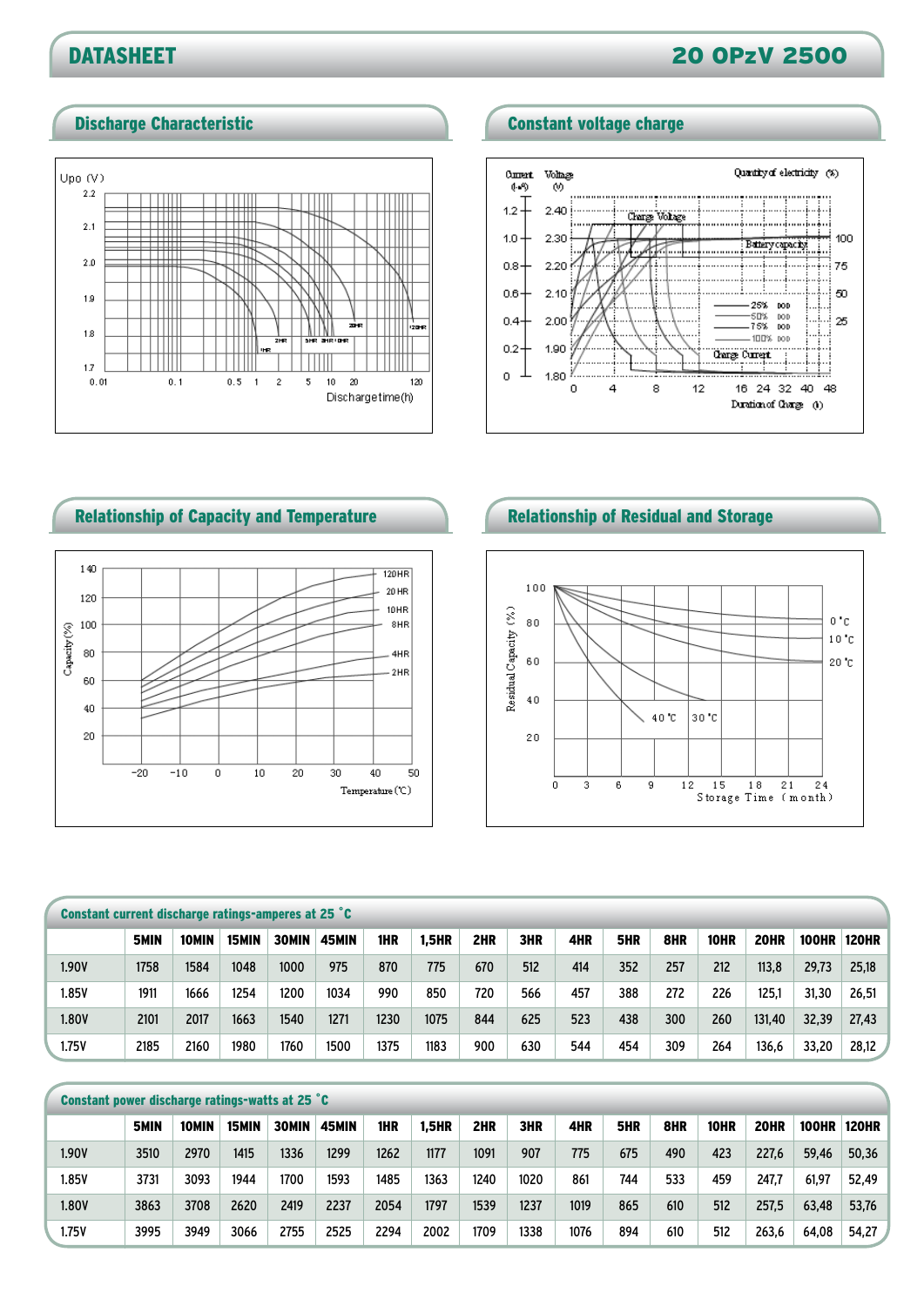# DATASHEET

# 20 OPzV 2500

## Discharge Characteristic

Upo (V)

2.2
2.1
2.0
1.9
1.8
1.7

0.01 0.1 0.5 1 2 5 10 20 120

Dischargetime(h)

1HR 2HR 5HR 3HR 10HR 8HR 20HR 120HR

## Constant voltage charge

Current (I•A) Voltage (V) Quantity of electricity (%)

1.2 1.0 0.8 0.6 0.4 0.2 0

2.40 2.30 2.20 2.10 2.00 1.90 1.80

100 75 50 25

Charge Voltage

Battery capacity

Charge Current

25% DOD
50% DOD
75% DOD
100% DOD

0 4 8 12 16 24 32 40 48

Duration of Charge (h)

## Relationship of Capacity and Temperature

Capacity (%)

140 120 100 80 60 40 20

-20 -10 0 10 20 30 40 50

Temperature (℃)

120HR
20HR
10HR
8HR
4HR
2HR

## Relationship of Residual and Storage

Residual Capacity (%)

100 80 60 40 20

0 3 6 9 12 15 18 21 24

Storage Time (month)

0 ℃
10 ℃
20 ℃
40 ℃
30 ℃

## Constant current discharge ratings-amperes at 25 ˚C

| | 5MIN | 10MIN | 15MIN | 30MIN | 45MIN | 1HR | 1,5HR | 2HR | 3HR | 4HR | 5HR | 8HR | 10HR | 20HR | 100HR | 120HR |
|---|---|---|---|---|---|---|---|---|---|---|---|---|---|---|---|---|
| 1.90V | 1758 | 1584 | 1048 | 1000 | 975 | 870 | 775 | 670 | 512 | 414 | 352 | 257 | 212 | 113,8 | 29,73 | 25,18 |
| 1.85V | 1911 | 1666 | 1254 | 1200 | 1034 | 990 | 850 | 720 | 566 | 457 | 388 | 272 | 226 | 125,1 | 31,30 | 26,51 |
| 1.80V | 2101 | 2017 | 1663 | 1540 | 1271 | 1230 | 1075 | 844 | 625 | 523 | 438 | 300 | 260 | 131,40 | 32,39 | 27,43 |
| 1.75V | 2185 | 2160 | 1980 | 1760 | 1500 | 1375 | 1183 | 900 | 630 | 544 | 454 | 309 | 264 | 136,6 | 33,20 | 28,12 |

## Constant power discharge ratings-watts at 25 ˚C

| | 5MIN | 10MIN | 15MIN | 30MIN | 45MIN | 1HR | 1,5HR | 2HR | 3HR | 4HR | 5HR | 8HR | 10HR | 20HR | 100HR | 120HR |
|---|---|---|---|---|---|---|---|---|---|---|---|---|---|---|---|---|
| 1.90V | 3510 | 2970 | 1415 | 1336 | 1299 | 1262 | 1177 | 1091 | 907 | 775 | 675 | 490 | 423 | 227,6 | 59,46 | 50,36 |
| 1.85V | 3731 | 3093 | 1944 | 1700 | 1593 | 1485 | 1363 | 1240 | 1020 | 861 | 744 | 533 | 459 | 247,7 | 61,97 | 52,49 |
| 1.80V | 3863 | 3708 | 2620 | 2419 | 2237 | 2054 | 1797 | 1539 | 1237 | 1019 | 865 | 610 | 512 | 257,5 | 63,48 | 53,76 |
| 1.75V | 3995 | 3949 | 3066 | 2755 | 2525 | 2294 | 2002 | 1709 | 1338 | 1076 | 894 | 610 | 512 | 263,6 | 64,08 | 54,27 |